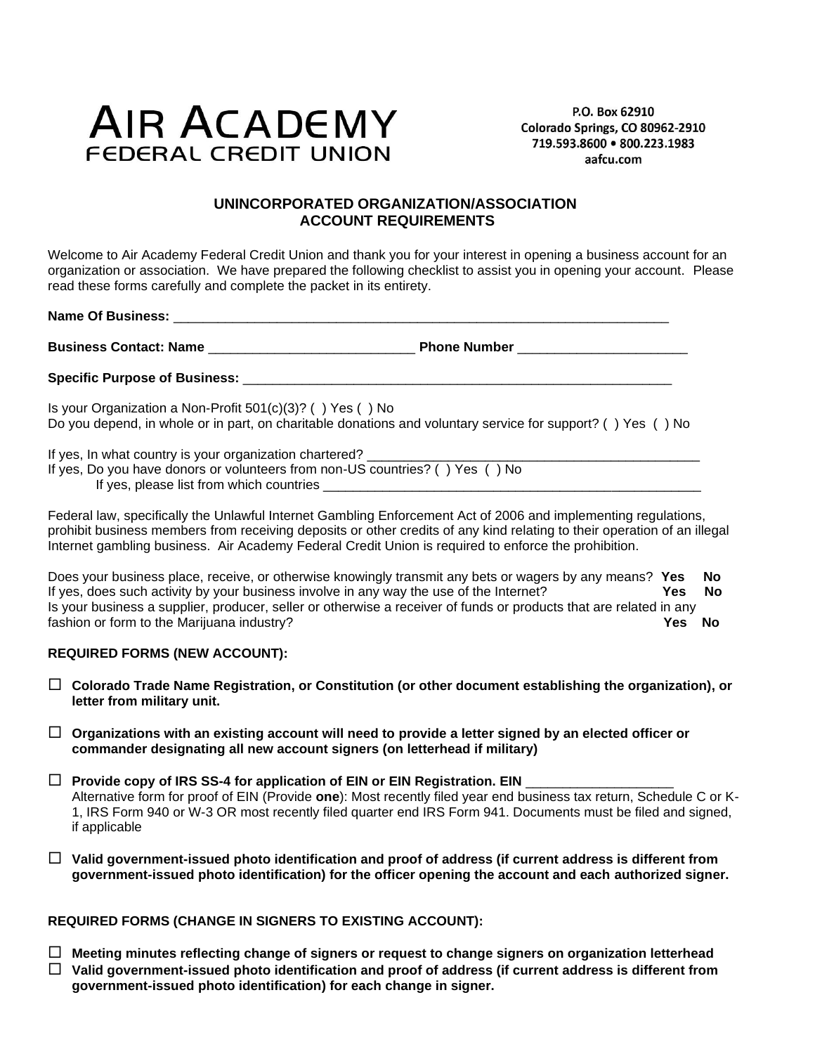# AIR ACADEMY FEDERAL CREDIT UNION

P.O. Box 62910
Colorado Springs, CO 80962-2910
719.593.8600 • 800.223.1983
aafcu.com

## UNINCORPORATED ORGANIZATION/ASSOCIATION ACCOUNT REQUIREMENTS

Welcome to Air Academy Federal Credit Union and thank you for your interest in opening a business account for an organization or association. We have prepared the following checklist to assist you in opening your account. Please read these forms carefully and complete the packet in its entirety.

**Name Of Business:** ______________________________________________________________________

**Business Contact: Name** ____________________________ **Phone Number** _______________________

**Specific Purpose of Business:** _____________________________________________________________

Is your Organization a Non-Profit 501(c)(3)? ( ) Yes ( ) No
Do you depend, in whole or in part, on charitable donations and voluntary service for support? ( ) Yes ( ) No

If yes, In what country is your organization chartered? ______________________________________________
If yes, Do you have donors or volunteers from non-US countries? ( ) Yes ( ) No
If yes, please list from which countries ______________________________________________________

Federal law, specifically the Unlawful Internet Gambling Enforcement Act of 2006 and implementing regulations, prohibit business members from receiving deposits or other credits of any kind relating to their operation of an illegal Internet gambling business. Air Academy Federal Credit Union is required to enforce the prohibition.

Does your business place, receive, or otherwise knowingly transmit any bets or wagers by any means? **Yes No**
If yes, does such activity by your business involve in any way the use of the Internet? **Yes No**
Is your business a supplier, producer, seller or otherwise a receiver of funds or products that are related in any fashion or form to the Marijuana industry? **Yes No**

**REQUIRED FORMS (NEW ACCOUNT):**

- ☐ **Colorado Trade Name Registration, or Constitution (or other document establishing the organization), or letter from military unit.**
- ☐ **Organizations with an existing account will need to provide a letter signed by an elected officer or commander designating all new account signers (on letterhead if military)**
- ☐ **Provide copy of IRS SS-4 for application of EIN or EIN Registration. EIN** ___________________
  Alternative form for proof of EIN (Provide **one**): Most recently filed year end business tax return, Schedule C or K-1, IRS Form 940 or W-3 OR most recently filed quarter end IRS Form 941. Documents must be filed and signed, if applicable
- ☐ **Valid government-issued photo identification and proof of address (if current address is different from government-issued photo identification) for the officer opening the account and each authorized signer.**

**REQUIRED FORMS (CHANGE IN SIGNERS TO EXISTING ACCOUNT):**

- ☐ **Meeting minutes reflecting change of signers or request to change signers on organization letterhead**
- ☐ **Valid government-issued photo identification and proof of address (if current address is different from government-issued photo identification) for each change in signer.**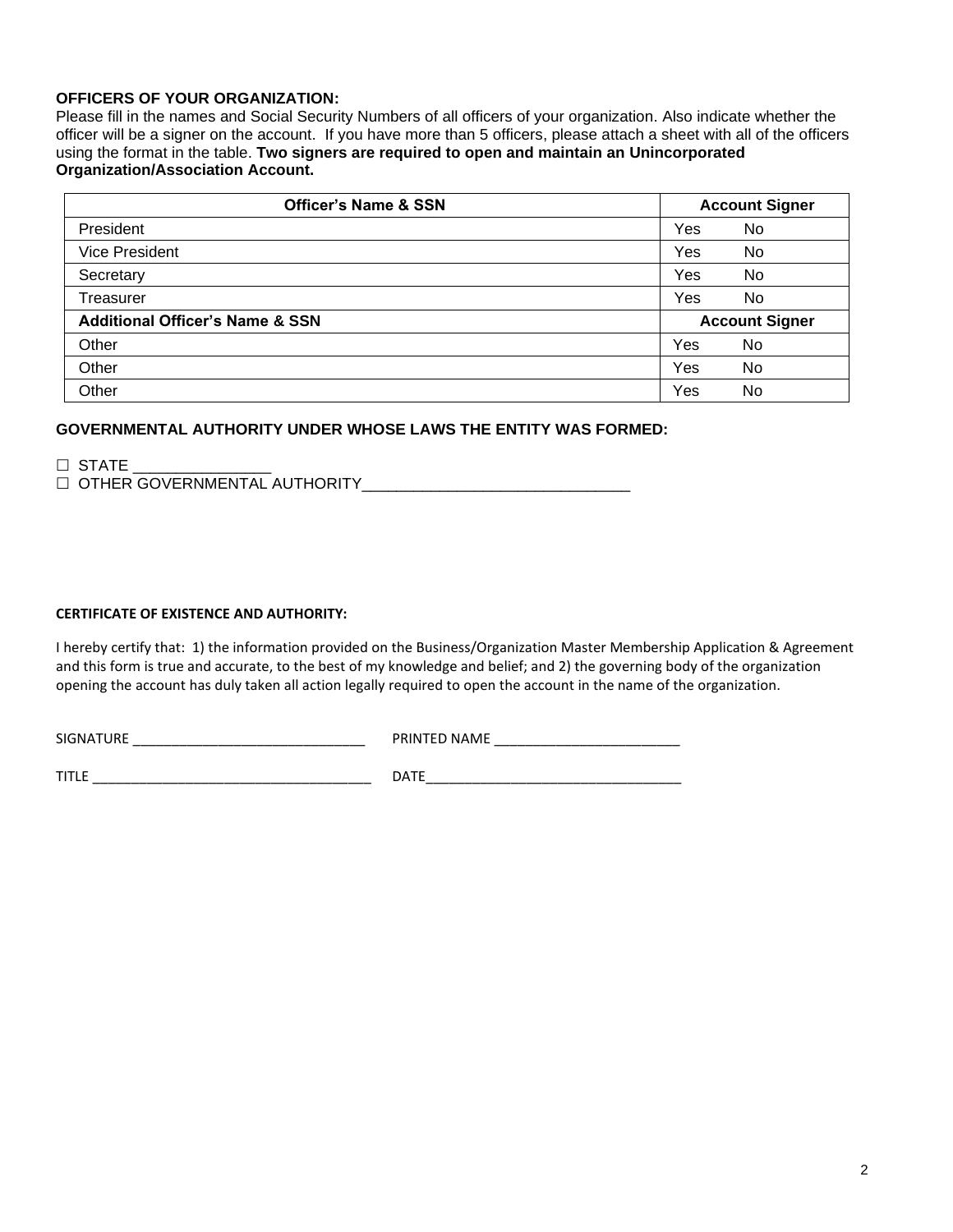**OFFICERS OF YOUR ORGANIZATION:**
Please fill in the names and Social Security Numbers of all officers of your organization. Also indicate whether the officer will be a signer on the account. If you have more than 5 officers, please attach a sheet with all of the officers using the format in the table. **Two signers are required to open and maintain an Unincorporated Organization/Association Account.**

| Officer's Name & SSN | Account Signer |
|---|---|
| President | Yes No |
| Vice President | Yes No |
| Secretary | Yes No |
| Treasurer | Yes No |
| **Additional Officer's Name & SSN** | **Account Signer** |
| Other | Yes No |
| Other | Yes No |
| Other | Yes No |

**GOVERNMENTAL AUTHORITY UNDER WHOSE LAWS THE ENTITY WAS FORMED:**

☐ STATE ________________
☐ OTHER GOVERNMENTAL AUTHORITY_______________________________

**CERTIFICATE OF EXISTENCE AND AUTHORITY:**

I hereby certify that: 1) the information provided on the Business/Organization Master Membership Application & Agreement and this form is true and accurate, to the best of my knowledge and belief; and 2) the governing body of the organization opening the account has duly taken all action legally required to open the account in the name of the organization.

SIGNATURE ______________________________ PRINTED NAME ________________________

TITLE ____________________________________ DATE_________________________________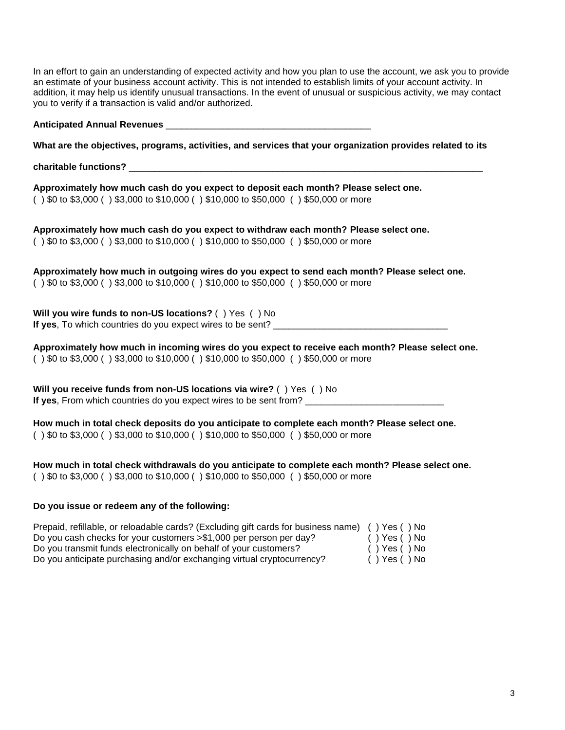In an effort to gain an understanding of expected activity and how you plan to use the account, we ask you to provide an estimate of your business account activity. This is not intended to establish limits of your account activity. In addition, it may help us identify unusual transactions. In the event of unusual or suspicious activity, we may contact you to verify if a transaction is valid and/or authorized.

**Anticipated Annual Revenues** ________________________________________

**What are the objectives, programs, activities, and services that your organization provides related to its charitable functions?** ______________________________________________________________________

**Approximately how much cash do you expect to deposit each month? Please select one.**
( ) $0 to $3,000 ( ) $3,000 to $10,000 ( ) $10,000 to $50,000 ( ) $50,000 or more

**Approximately how much cash do you expect to withdraw each month? Please select one.**
( ) $0 to $3,000 ( ) $3,000 to $10,000 ( ) $10,000 to $50,000 ( ) $50,000 or more

**Approximately how much in outgoing wires do you expect to send each month? Please select one.**
( ) $0 to $3,000 ( ) $3,000 to $10,000 ( ) $10,000 to $50,000 ( ) $50,000 or more

**Will you wire funds to non-US locations?** ( ) Yes ( ) No
**If yes**, To which countries do you expect wires to be sent? __________________________________

**Approximately how much in incoming wires do you expect to receive each month? Please select one.**
( ) $0 to $3,000 ( ) $3,000 to $10,000 ( ) $10,000 to $50,000 ( ) $50,000 or more

**Will you receive funds from non-US locations via wire?** ( ) Yes ( ) No
**If yes**, From which countries do you expect wires to be sent from? ___________________________

**How much in total check deposits do you anticipate to complete each month? Please select one.**
( ) $0 to $3,000 ( ) $3,000 to $10,000 ( ) $10,000 to $50,000 ( ) $50,000 or more

**How much in total check withdrawals do you anticipate to complete each month? Please select one.**
( ) $0 to $3,000 ( ) $3,000 to $10,000 ( ) $10,000 to $50,000 ( ) $50,000 or more

**Do you issue or redeem any of the following:**

| | |
|---|---|
| Prepaid, refillable, or reloadable cards? (Excluding gift cards for business name) | ( ) Yes ( ) No |
| Do you cash checks for your customers >$1,000 per person per day? | ( ) Yes ( ) No |
| Do you transmit funds electronically on behalf of your customers? | ( ) Yes ( ) No |
| Do you anticipate purchasing and/or exchanging virtual cryptocurrency? | ( ) Yes ( ) No |